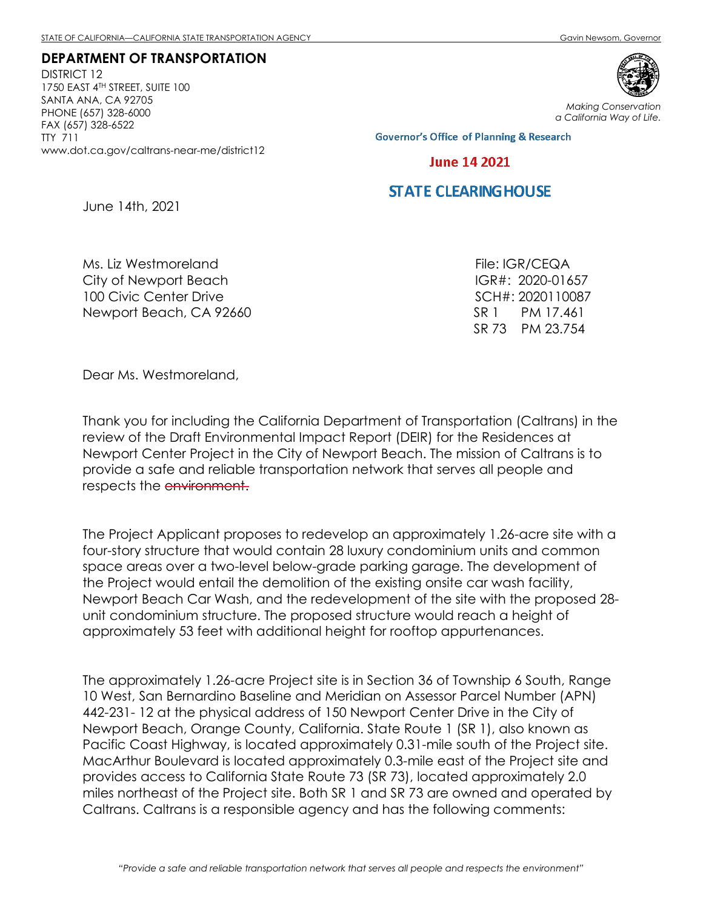STATE OF CALIFORNIA—CALIFORNIA STATE TRANSPORTATION AGENCY Gavin Newsom, Governor

**DEPARTMENT OF TRANSPORTATION**
DISTRICT 12
1750 EAST 4TH STREET, SUITE 100
SANTA ANA, CA 92705
PHONE (657) 328-6000
FAX (657) 328-6522
TTY 711
www.dot.ca.gov/caltrans-near-me/district12

*Making Conservation a California Way of Life.*

Governor's Office of Planning & Research

June 14 2021

STATE CLEARINGHOUSE

June 14th, 2021

Ms. Liz Westmoreland
City of Newport Beach
100 Civic Center Drive
Newport Beach, CA 92660

File: IGR/CEQA
IGR#: 2020-01657
SCH#: 2020110087
SR 1 PM 17.461
SR 73 PM 23.754

Dear Ms. Westmoreland,

Thank you for including the California Department of Transportation (Caltrans) in the review of the Draft Environmental Impact Report (DEIR) for the Residences at Newport Center Project in the City of Newport Beach. The mission of Caltrans is to provide a safe and reliable transportation network that serves all people and respects the ~~environment.~~

The Project Applicant proposes to redevelop an approximately 1.26-acre site with a four-story structure that would contain 28 luxury condominium units and common space areas over a two-level below-grade parking garage. The development of the Project would entail the demolition of the existing onsite car wash facility, Newport Beach Car Wash, and the redevelopment of the site with the proposed 28-unit condominium structure. The proposed structure would reach a height of approximately 53 feet with additional height for rooftop appurtenances.

The approximately 1.26-acre Project site is in Section 36 of Township 6 South, Range 10 West, San Bernardino Baseline and Meridian on Assessor Parcel Number (APN) 442-231- 12 at the physical address of 150 Newport Center Drive in the City of Newport Beach, Orange County, California. State Route 1 (SR 1), also known as Pacific Coast Highway, is located approximately 0.31-mile south of the Project site. MacArthur Boulevard is located approximately 0.3-mile east of the Project site and provides access to California State Route 73 (SR 73), located approximately 2.0 miles northeast of the Project site. Both SR 1 and SR 73 are owned and operated by Caltrans. Caltrans is a responsible agency and has the following comments:

*"Provide a safe and reliable transportation network that serves all people and respects the environment"*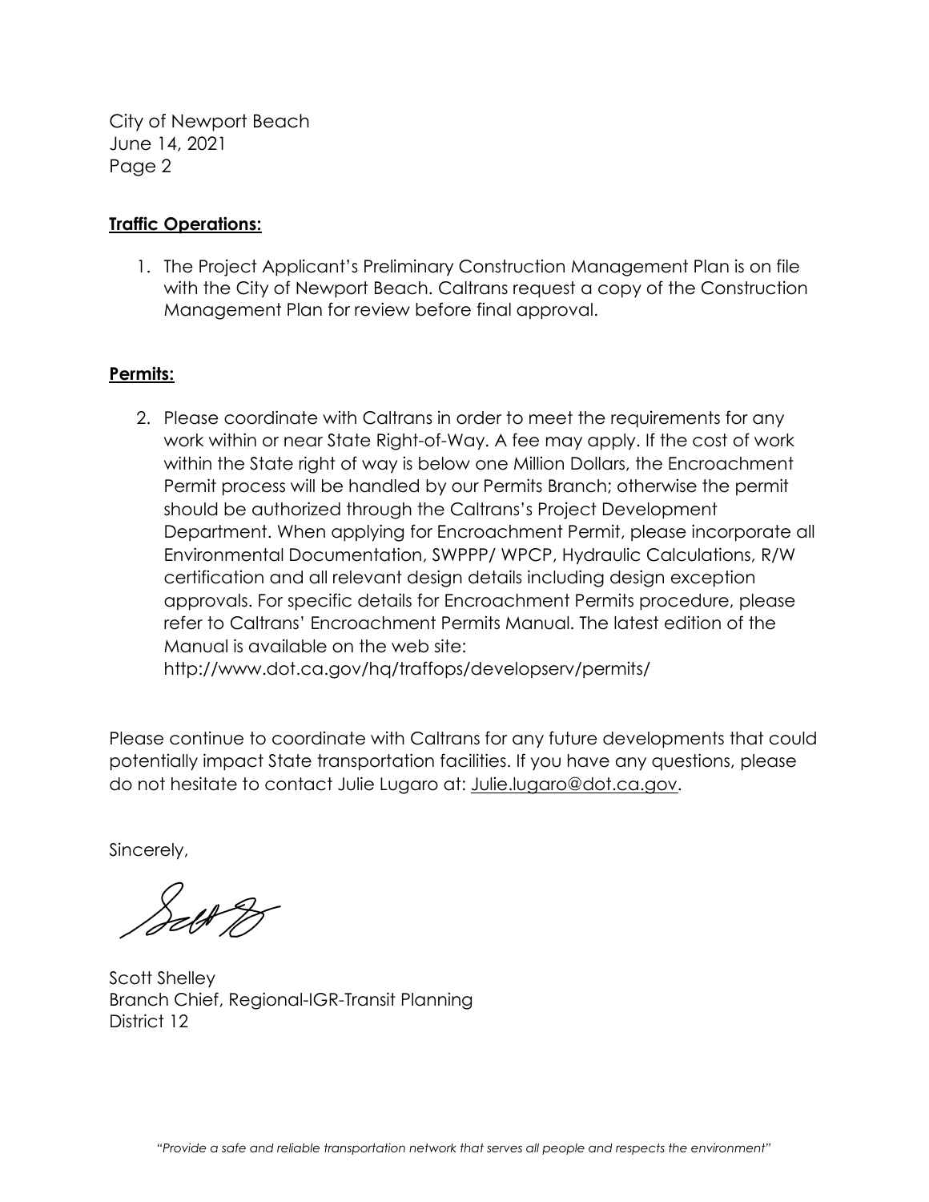City of Newport Beach
June 14, 2021
Page 2

**Traffic Operations:**

1. The Project Applicant's Preliminary Construction Management Plan is on file with the City of Newport Beach. Caltrans request a copy of the Construction Management Plan for review before final approval.

**Permits:**

2. Please coordinate with Caltrans in order to meet the requirements for any work within or near State Right-of-Way. A fee may apply. If the cost of work within the State right of way is below one Million Dollars, the Encroachment Permit process will be handled by our Permits Branch; otherwise the permit should be authorized through the Caltrans's Project Development Department. When applying for Encroachment Permit, please incorporate all Environmental Documentation, SWPPP/ WPCP, Hydraulic Calculations, R/W certification and all relevant design details including design exception approvals. For specific details for Encroachment Permits procedure, please refer to Caltrans' Encroachment Permits Manual. The latest edition of the Manual is available on the web site: http://www.dot.ca.gov/hq/traffops/developserv/permits/

Please continue to coordinate with Caltrans for any future developments that could potentially impact State transportation facilities. If you have any questions, please do not hesitate to contact Julie Lugaro at: Julie.lugaro@dot.ca.gov.

Sincerely,

Scott Shelley
Branch Chief, Regional-IGR-Transit Planning
District 12

*"Provide a safe and reliable transportation network that serves all people and respects the environment"*